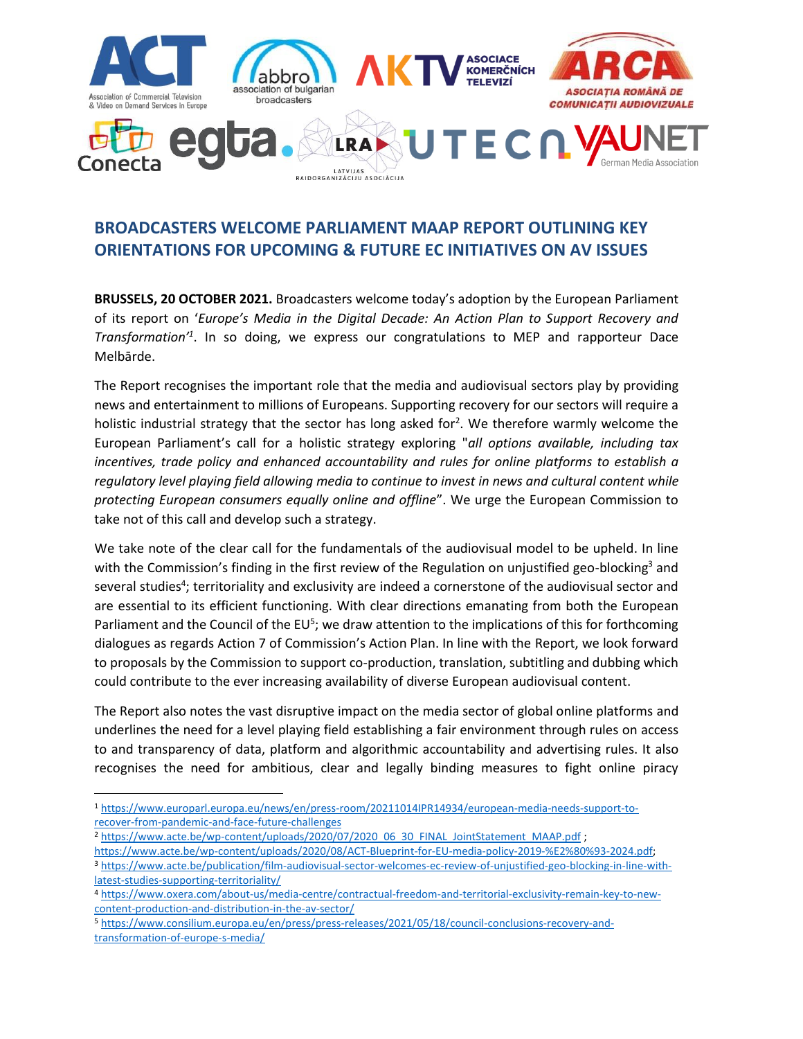# BROADCASTERS WELCOME PARLIAMENT MAAP REPORT OUTLINING KEY ORIENTATIONS FOR UPCOMING & FUTURE EC INITIATIVES ON AV ISSUES

**BRUSSELS, 20 OCTOBER 2021.** Broadcasters welcome today's adoption by the European Parliament of its report on '*Europe's Media in the Digital Decade: An Action Plan to Support Recovery and Transformation*'[1]. In so doing, we express our congratulations to MEP and rapporteur Dace Melbārde.

The Report recognises the important role that the media and audiovisual sectors play by providing news and entertainment to millions of Europeans. Supporting recovery for our sectors will require a holistic industrial strategy that the sector has long asked for[2]. We therefore warmly welcome the European Parliament's call for a holistic strategy exploring "*all options available, including tax incentives, trade policy and enhanced accountability and rules for online platforms to establish a regulatory level playing field allowing media to continue to invest in news and cultural content while protecting European consumers equally online and offline*". We urge the European Commission to take not of this call and develop such a strategy.

We take note of the clear call for the fundamentals of the audiovisual model to be upheld. In line with the Commission's finding in the first review of the Regulation on unjustified geo-blocking[3] and several studies[4]; territoriality and exclusivity are indeed a cornerstone of the audiovisual sector and are essential to its efficient functioning. With clear directions emanating from both the European Parliament and the Council of the EU[5]; we draw attention to the implications of this for forthcoming dialogues as regards Action 7 of Commission's Action Plan. In line with the Report, we look forward to proposals by the Commission to support co-production, translation, subtitling and dubbing which could contribute to the ever increasing availability of diverse European audiovisual content.

The Report also notes the vast disruptive impact on the media sector of global online platforms and underlines the need for a level playing field establishing a fair environment through rules on access to and transparency of data, platform and algorithmic accountability and advertising rules. It also recognises the need for ambitious, clear and legally binding measures to fight online piracy

---

[1] https://www.europarl.europa.eu/news/en/press-room/20211014IPR14934/european-media-needs-support-to-recover-from-pandemic-and-face-future-challenges

[2] https://www.acte.be/wp-content/uploads/2020/07/2020_06_30_FINAL_JointStatement_MAAP.pdf ; https://www.acte.be/wp-content/uploads/2020/08/ACT-Blueprint-for-EU-media-policy-2019-%E2%80%93-2024.pdf;

[3] https://www.acte.be/publication/film-audiovisual-sector-welcomes-ec-review-of-unjustified-geo-blocking-in-line-with-latest-studies-supporting-territoriality/

[4] https://www.oxera.com/about-us/media-centre/contractual-freedom-and-territorial-exclusivity-remain-key-to-new-content-production-and-distribution-in-the-av-sector/

[5] https://www.consilium.europa.eu/en/press/press-releases/2021/05/18/council-conclusions-recovery-and-transformation-of-europe-s-media/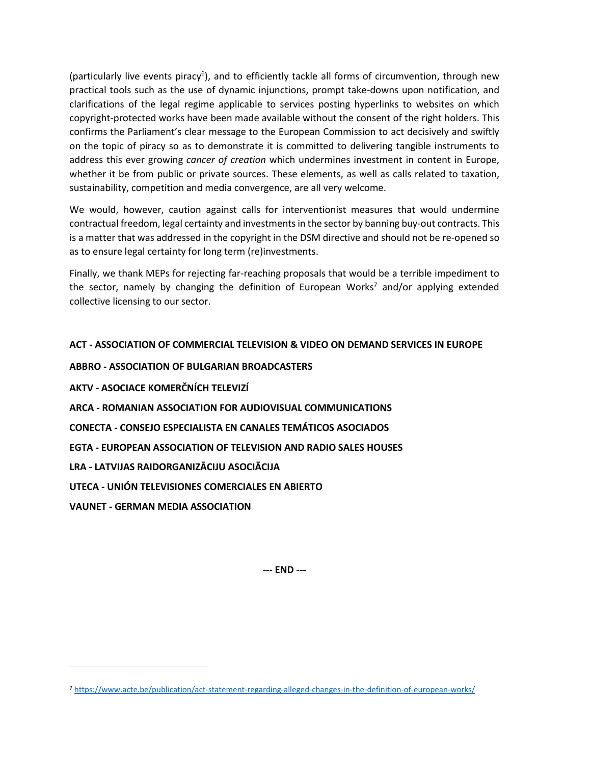(particularly live events piracy[6]), and to efficiently tackle all forms of circumvention, through new practical tools such as the use of dynamic injunctions, prompt take-downs upon notification, and clarifications of the legal regime applicable to services posting hyperlinks to websites on which copyright-protected works have been made available without the consent of the right holders. This confirms the Parliament's clear message to the European Commission to act decisively and swiftly on the topic of piracy so as to demonstrate it is committed to delivering tangible instruments to address this ever growing *cancer of creation* which undermines investment in content in Europe, whether it be from public or private sources. These elements, as well as calls related to taxation, sustainability, competition and media convergence, are all very welcome.

We would, however, caution against calls for interventionist measures that would undermine contractual freedom, legal certainty and investments in the sector by banning buy-out contracts. This is a matter that was addressed in the copyright in the DSM directive and should not be re-opened so as to ensure legal certainty for long term (re)investments.

Finally, we thank MEPs for rejecting far-reaching proposals that would be a terrible impediment to the sector, namely by changing the definition of European Works[7] and/or applying extended collective licensing to our sector.

**ACT - ASSOCIATION OF COMMERCIAL TELEVISION & VIDEO ON DEMAND SERVICES IN EUROPE**

**ABBRO - ASSOCIATION OF BULGARIAN BROADCASTERS**

**AKTV - ASOCIACE KOMERČNÍCH TELEVIZÍ**

**ARCA - ROMANIAN ASSOCIATION FOR AUDIOVISUAL COMMUNICATIONS**

**CONECTA - CONSEJO ESPECIALISTA EN CANALES TEMÁTICOS ASOCIADOS**

**EGTA - EUROPEAN ASSOCIATION OF TELEVISION AND RADIO SALES HOUSES**

**LRA - LATVIJAS RAIDORGANIZĀCIJU ASOCIĀCIJA**

**UTECA - UNIÓN TELEVISIONES COMERCIALES EN ABIERTO**

**VAUNET - GERMAN MEDIA ASSOCIATION**

**--- END ---**

[7] https://www.acte.be/publication/act-statement-regarding-alleged-changes-in-the-definition-of-european-works/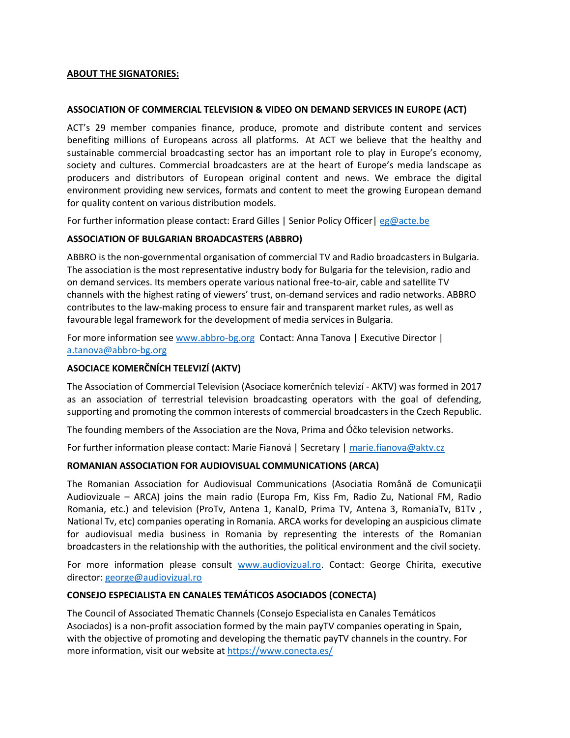**ABOUT THE SIGNATORIES:**

**ASSOCIATION OF COMMERCIAL TELEVISION & VIDEO ON DEMAND SERVICES IN EUROPE (ACT)**

ACT's 29 member companies finance, produce, promote and distribute content and services benefiting millions of Europeans across all platforms. At ACT we believe that the healthy and sustainable commercial broadcasting sector has an important role to play in Europe's economy, society and cultures. Commercial broadcasters are at the heart of Europe's media landscape as producers and distributors of European original content and news. We embrace the digital environment providing new services, formats and content to meet the growing European demand for quality content on various distribution models.

For further information please contact: Erard Gilles | Senior Policy Officer| eg@acte.be

**ASSOCIATION OF BULGARIAN BROADCASTERS (ABBRO)**

ABBRO is the non-governmental organisation of commercial TV and Radio broadcasters in Bulgaria. The association is the most representative industry body for Bulgaria for the television, radio and on demand services. Its members operate various national free-to-air, cable and satellite TV channels with the highest rating of viewers' trust, on-demand services and radio networks. ABBRO contributes to the law-making process to ensure fair and transparent market rules, as well as favourable legal framework for the development of media services in Bulgaria.

For more information see www.abbro-bg.org Contact: Anna Tanova | Executive Director | a.tanova@abbro-bg.org

**ASOCIACE KOMERČNÍCH TELEVIZÍ (AKTV)**

The Association of Commercial Television (Asociace komerčních televizí - AKTV) was formed in 2017 as an association of terrestrial television broadcasting operators with the goal of defending, supporting and promoting the common interests of commercial broadcasters in the Czech Republic.

The founding members of the Association are the Nova, Prima and Óčko television networks.

For further information please contact: Marie Fianová | Secretary | marie.fianova@aktv.cz

**ROMANIAN ASSOCIATION FOR AUDIOVISUAL COMMUNICATIONS (ARCA)**

The Romanian Association for Audiovisual Communications (Asociatia Română de Comunicaţii Audiovizuale – ARCA) joins the main radio (Europa Fm, Kiss Fm, Radio Zu, National FM, Radio Romania, etc.) and television (ProTv, Antena 1, KanalD, Prima TV, Antena 3, RomaniaTv, B1Tv , National Tv, etc) companies operating in Romania. ARCA works for developing an auspicious climate for audiovisual media business in Romania by representing the interests of the Romanian broadcasters in the relationship with the authorities, the political environment and the civil society.

For more information please consult www.audiovizual.ro. Contact: George Chirita, executive director: george@audiovizual.ro

**CONSEJO ESPECIALISTA EN CANALES TEMÁTICOS ASOCIADOS (CONECTA)**

The Council of Associated Thematic Channels (Consejo Especialista en Canales Temáticos Asociados) is a non-profit association formed by the main payTV companies operating in Spain, with the objective of promoting and developing the thematic payTV channels in the country. For more information, visit our website at https://www.conecta.es/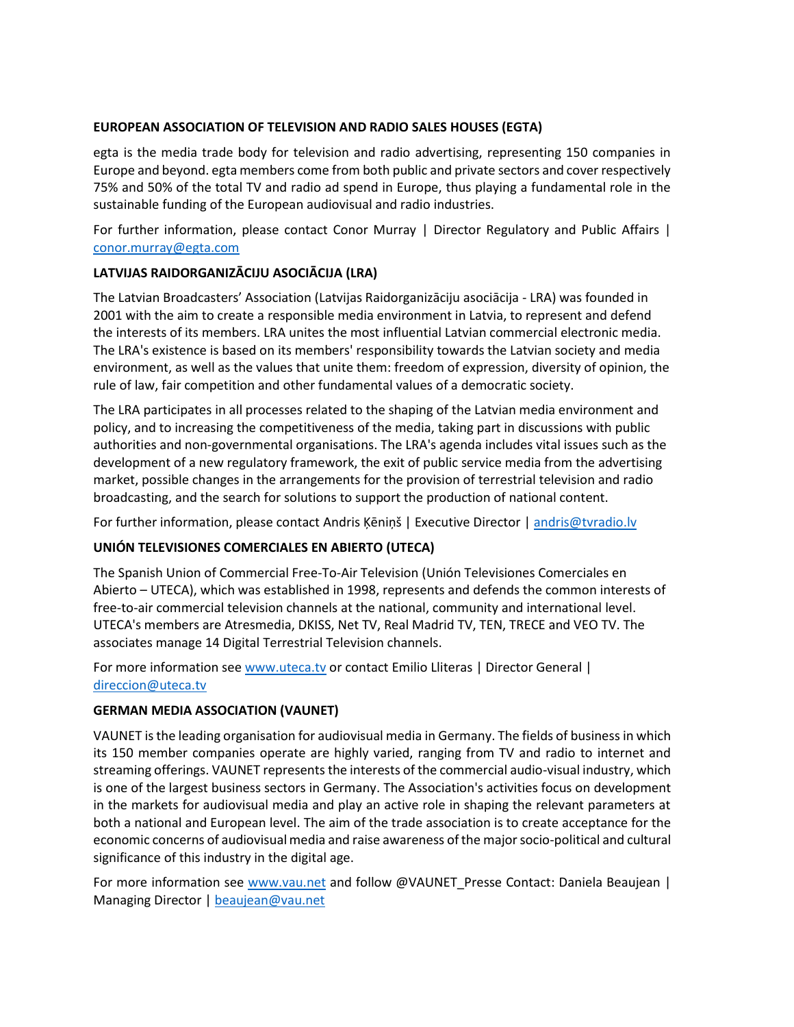**EUROPEAN ASSOCIATION OF TELEVISION AND RADIO SALES HOUSES (EGTA)**

egta is the media trade body for television and radio advertising, representing 150 companies in Europe and beyond. egta members come from both public and private sectors and cover respectively 75% and 50% of the total TV and radio ad spend in Europe, thus playing a fundamental role in the sustainable funding of the European audiovisual and radio industries.

For further information, please contact Conor Murray | Director Regulatory and Public Affairs | conor.murray@egta.com

**LATVIJAS RAIDORGANIZĀCIJU ASOCIĀCIJA (LRA)**

The Latvian Broadcasters' Association (Latvijas Raidorganizāciju asociācija - LRA) was founded in 2001 with the aim to create a responsible media environment in Latvia, to represent and defend the interests of its members. LRA unites the most influential Latvian commercial electronic media. The LRA's existence is based on its members' responsibility towards the Latvian society and media environment, as well as the values that unite them: freedom of expression, diversity of opinion, the rule of law, fair competition and other fundamental values of a democratic society.

The LRA participates in all processes related to the shaping of the Latvian media environment and policy, and to increasing the competitiveness of the media, taking part in discussions with public authorities and non-governmental organisations. The LRA's agenda includes vital issues such as the development of a new regulatory framework, the exit of public service media from the advertising market, possible changes in the arrangements for the provision of terrestrial television and radio broadcasting, and the search for solutions to support the production of national content.

For further information, please contact Andris Ķēniņš | Executive Director | andris@tvradio.lv

**UNIÓN TELEVISIONES COMERCIALES EN ABIERTO (UTECA)**

The Spanish Union of Commercial Free-To-Air Television (Unión Televisiones Comerciales en Abierto – UTECA), which was established in 1998, represents and defends the common interests of free-to-air commercial television channels at the national, community and international level. UTECA's members are Atresmedia, DKISS, Net TV, Real Madrid TV, TEN, TRECE and VEO TV. The associates manage 14 Digital Terrestrial Television channels.

For more information see www.uteca.tv or contact Emilio Lliteras | Director General | direccion@uteca.tv

**GERMAN MEDIA ASSOCIATION (VAUNET)**

VAUNET is the leading organisation for audiovisual media in Germany. The fields of business in which its 150 member companies operate are highly varied, ranging from TV and radio to internet and streaming offerings. VAUNET represents the interests of the commercial audio-visual industry, which is one of the largest business sectors in Germany. The Association's activities focus on development in the markets for audiovisual media and play an active role in shaping the relevant parameters at both a national and European level. The aim of the trade association is to create acceptance for the economic concerns of audiovisual media and raise awareness of the major socio-political and cultural significance of this industry in the digital age.

For more information see www.vau.net and follow @VAUNET_Presse Contact: Daniela Beaujean | Managing Director | beaujean@vau.net